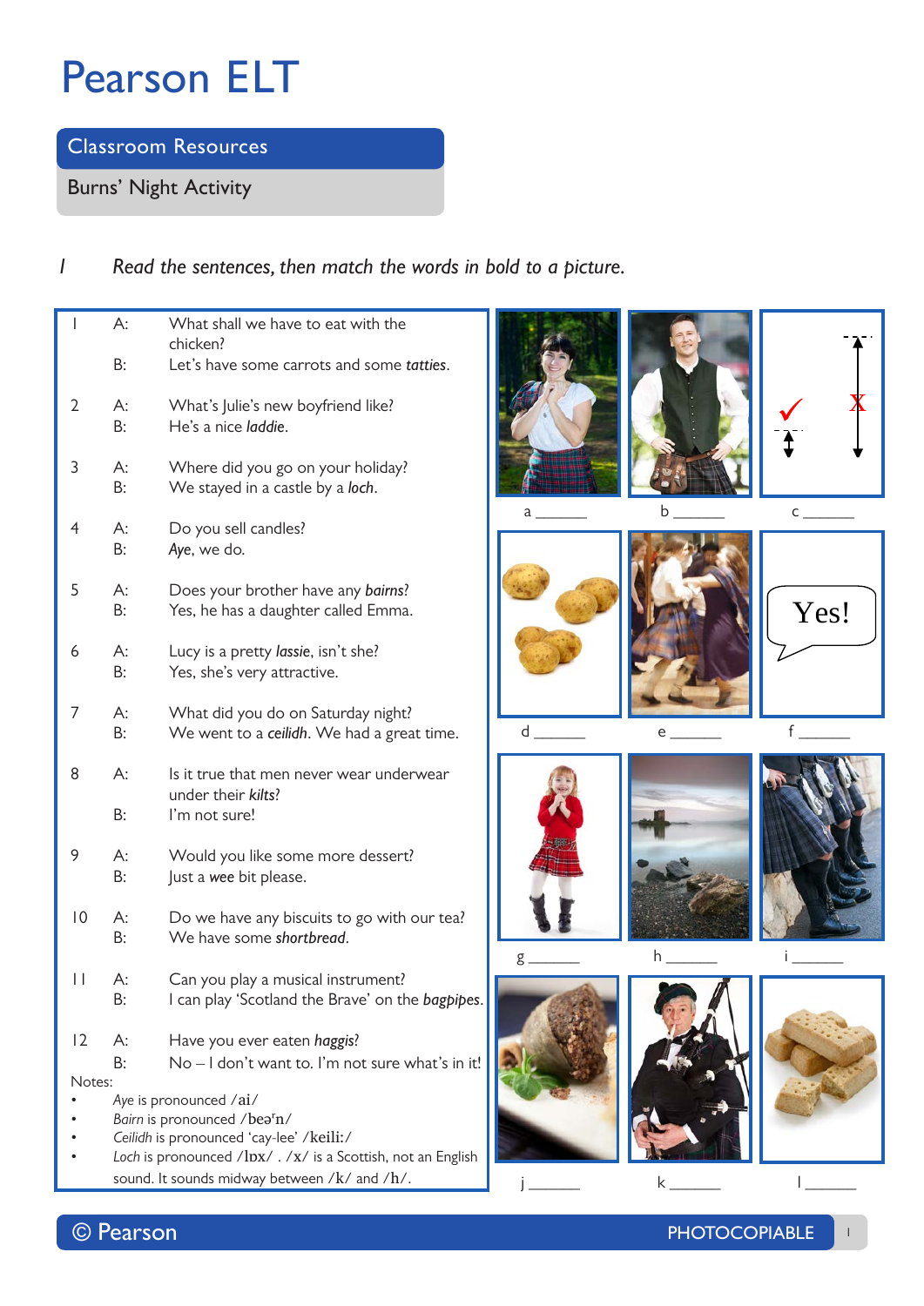# Pearson ELT

## Classroom Resources

Burns' Night Activity

*1 Read the sentences, then match the words in bold to a picture.*

1 A: What shall we have to eat with the chicken?
B: Let's have some carrots and some ***tatties***.

2 A: What's Julie's new boyfriend like?
B: He's a nice ***laddie***.

3 A: Where did you go on your holiday?
B: We stayed in a castle by a ***loch***.

4 A: Do you sell candles?
B: ***Aye***, we do.

5 A: Does your brother have any ***bairns***?
B: Yes, he has a daughter called Emma.

6 A: Lucy is a pretty ***lassie***, isn't she?
B: Yes, she's very attractive.

7 A: What did you do on Saturday night?
B: We went to a ***ceilidh***. We had a great time.

8 A: Is it true that men never wear underwear under their ***kilts***?
B: I'm not sure!

9 A: Would you like some more dessert?
B: Just a ***wee*** bit please.

10 A: Do we have any biscuits to go with our tea?
B: We have some ***shortbread***.

11 A: Can you play a musical instrument?
B: I can play 'Scotland the Brave' on the ***bagpipes***.

12 A: Have you ever eaten ***haggis***?
B: No – I don't want to. I'm not sure what's in it!

Notes:

- *Aye* is pronounced /aɪ/
- *Bairn* is pronounced /beəʳn/
- *Ceilidh* is pronounced 'cay-lee' /keɪliː/
- *Loch* is pronounced /lɒx/ . /x/ is a Scottish, not an English sound. It sounds midway between /k/ and /h/.

a ______ b ______ c ______

d ______ e ______ f ______

g ______ h ______ i ______

j ______ k ______ l ______

© Pearson PHOTOCOPIABLE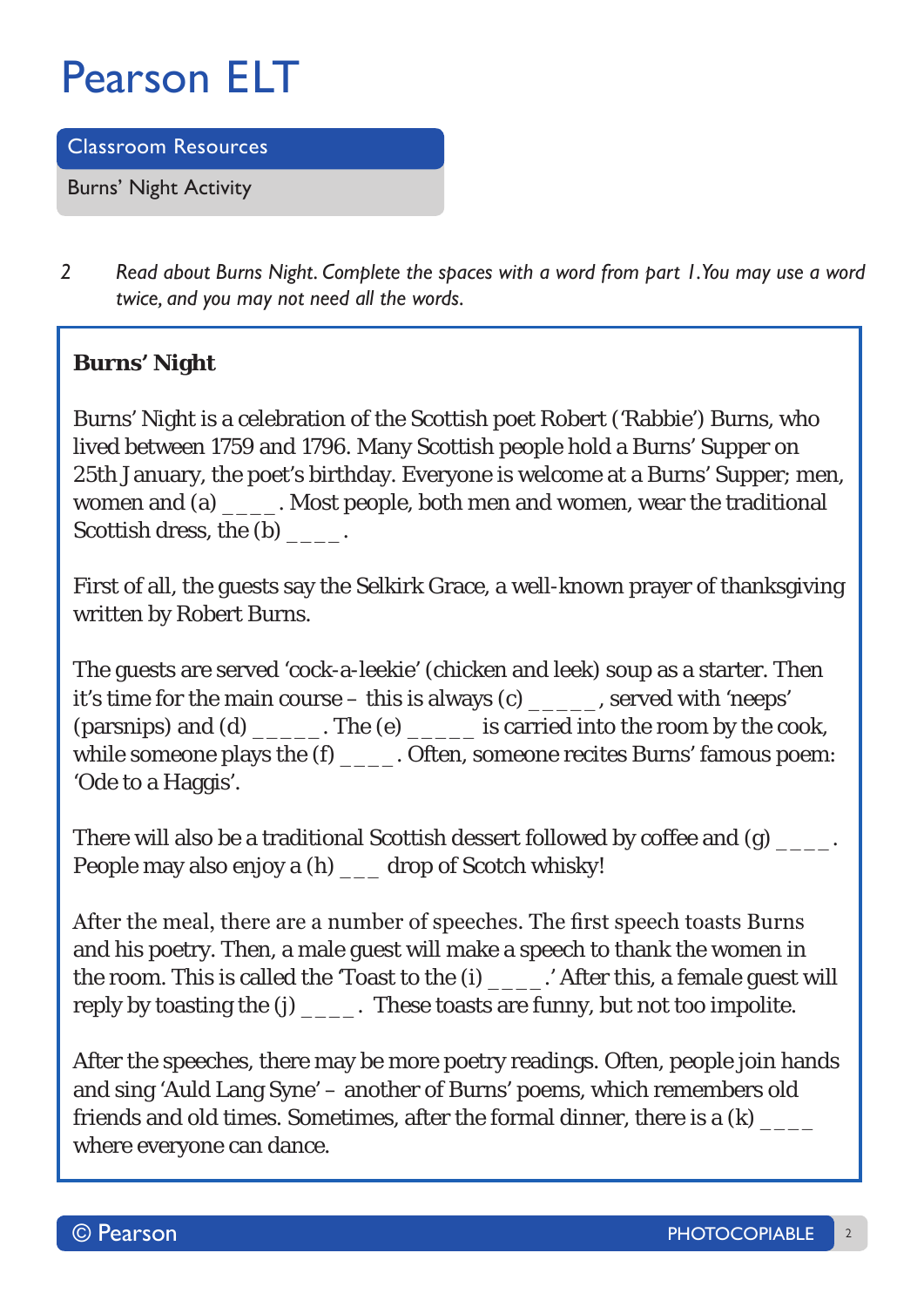# Pearson ELT

**Classroom Resources**

Burns' Night Activity

2 *Read about Burns Night. Complete the spaces with a word from part 1. You may use a word twice, and you may not need all the words.*

**Burns' Night**

Burns' Night is a celebration of the Scottish poet Robert ('Rabbie') Burns, who lived between 1759 and 1796. Many Scottish people hold a Burns' Supper on 25th January, the poet's birthday. Everyone is welcome at a Burns' Supper; men, women and (a) ____. Most people, both men and women, wear the traditional Scottish dress, the (b) ____.

First of all, the guests say the Selkirk Grace, a well-known prayer of thanksgiving written by Robert Burns.

The guests are served 'cock-a-leekie' (chicken and leek) soup as a starter. Then it's time for the main course – this is always (c) _____, served with 'neeps' (parsnips) and (d) _____. The (e) _____ is carried into the room by the cook, while someone plays the (f) ____. Often, someone recites Burns' famous poem: 'Ode to a Haggis'.

There will also be a traditional Scottish dessert followed by coffee and (g) ____. People may also enjoy a (h) ___ drop of Scotch whisky!

After the meal, there are a number of speeches. The first speech toasts Burns and his poetry. Then, a male guest will make a speech to thank the women in the room. This is called the 'Toast to the (i) ____.' After this, a female guest will reply by toasting the (j) ____. These toasts are funny, but not too impolite.

After the speeches, there may be more poetry readings. Often, people join hands and sing 'Auld Lang Syne' – another of Burns' poems, which remembers old friends and old times. Sometimes, after the formal dinner, there is a (k) ____ where everyone can dance.

© Pearson PHOTOCOPIABLE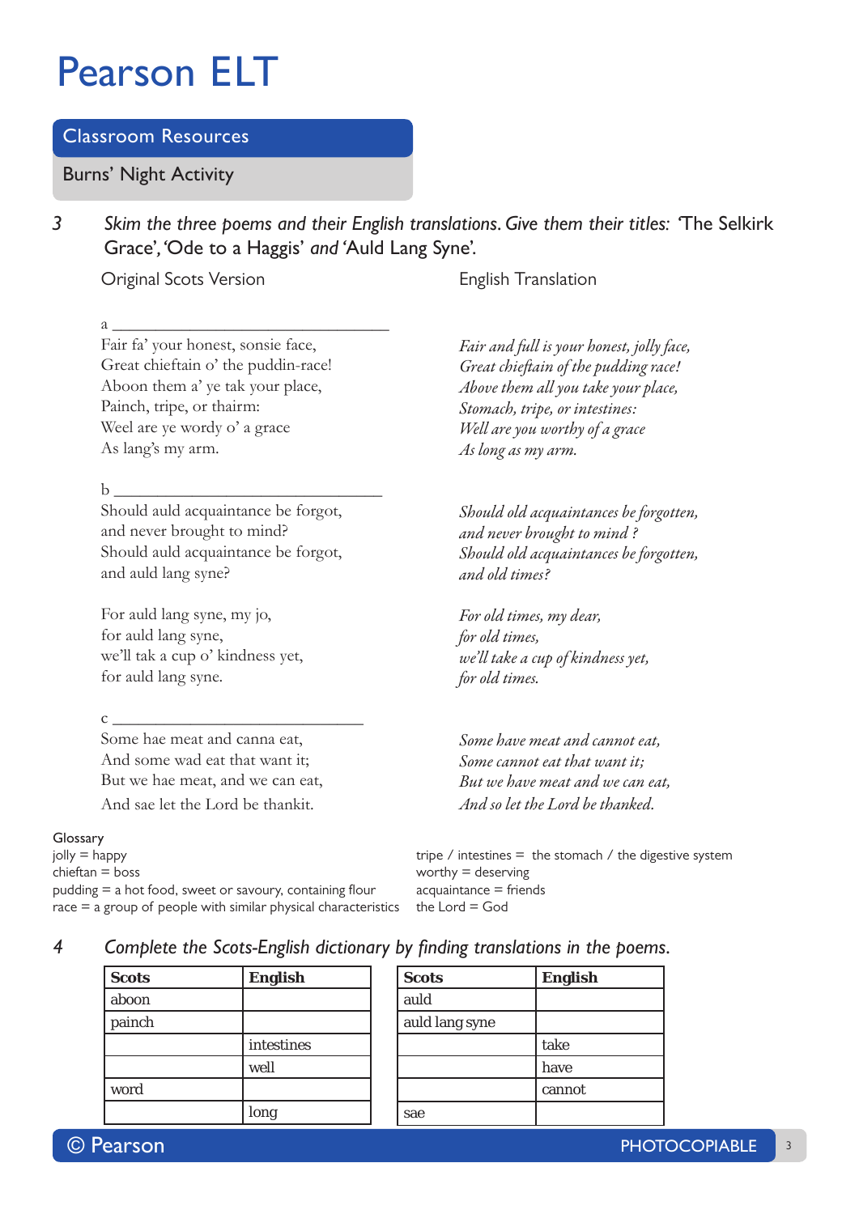# Pearson ELT

## Classroom Resources

### Burns' Night Activity

3 *Skim the three poems and their English translations. Give them their titles:* 'The Selkirk Grace', 'Ode to a Haggis' *and* 'Auld Lang Syne'.

Original Scots Version

a ______________________________

Fair fa' your honest, sonsie face,
Great chieftain o' the puddin-race!
Aboon them a' ye tak your place,
Painch, tripe, or thairm:
Weel are ye wordy o' a grace
As lang's my arm.

English Translation

*Fair and full is your honest, jolly face,*
*Great chieftain of the pudding race!*
*Above them all you take your place,*
*Stomach, tripe, or intestines:*
*Well are you worthy of a grace*
*As long as my arm.*

Original Scots Version

b ______________________________

Should auld acquaintance be forgot,
and never brought to mind?
Should auld acquaintance be forgot,
and auld lang syne?

For auld lang syne, my jo,
for auld lang syne,
we'll tak a cup o' kindness yet,
for auld lang syne.

English Translation

*Should old acquaintances be forgotten,*
*and never brought to mind ?*
*Should old acquaintances be forgotten,*
*and old times?*

*For old times, my dear,*
*for old times,*
*we'll take a cup of kindness yet,*
*for old times.*

Original Scots Version

c ______________________________

Some hae meat and canna eat,
And some wad eat that want it;
But we hae meat, and we can eat,
And sae let the Lord be thankit.

English Translation

*Some have meat and cannot eat,*
*Some cannot eat that want it;*
*But we have meat and we can eat,*
*And so let the Lord be thanked.*

Glossary
jolly = happy
chieftan = boss
pudding = a hot food, sweet or savoury, containing flour
race = a group of people with similar physical characteristics
tripe / intestines = the stomach / the digestive system
worthy = deserving
acquaintance = friends
the Lord = God

4 *Complete the Scots-English dictionary by finding translations in the poems.*

| Scots | English |
|---|---|
| aboon | |
| painch | |
| | intestines |
| | well |
| word | |
| | long |

| Scots | English |
|---|---|
| auld | |
| auld lang syne | |
| | take |
| | have |
| | cannot |
| sae | |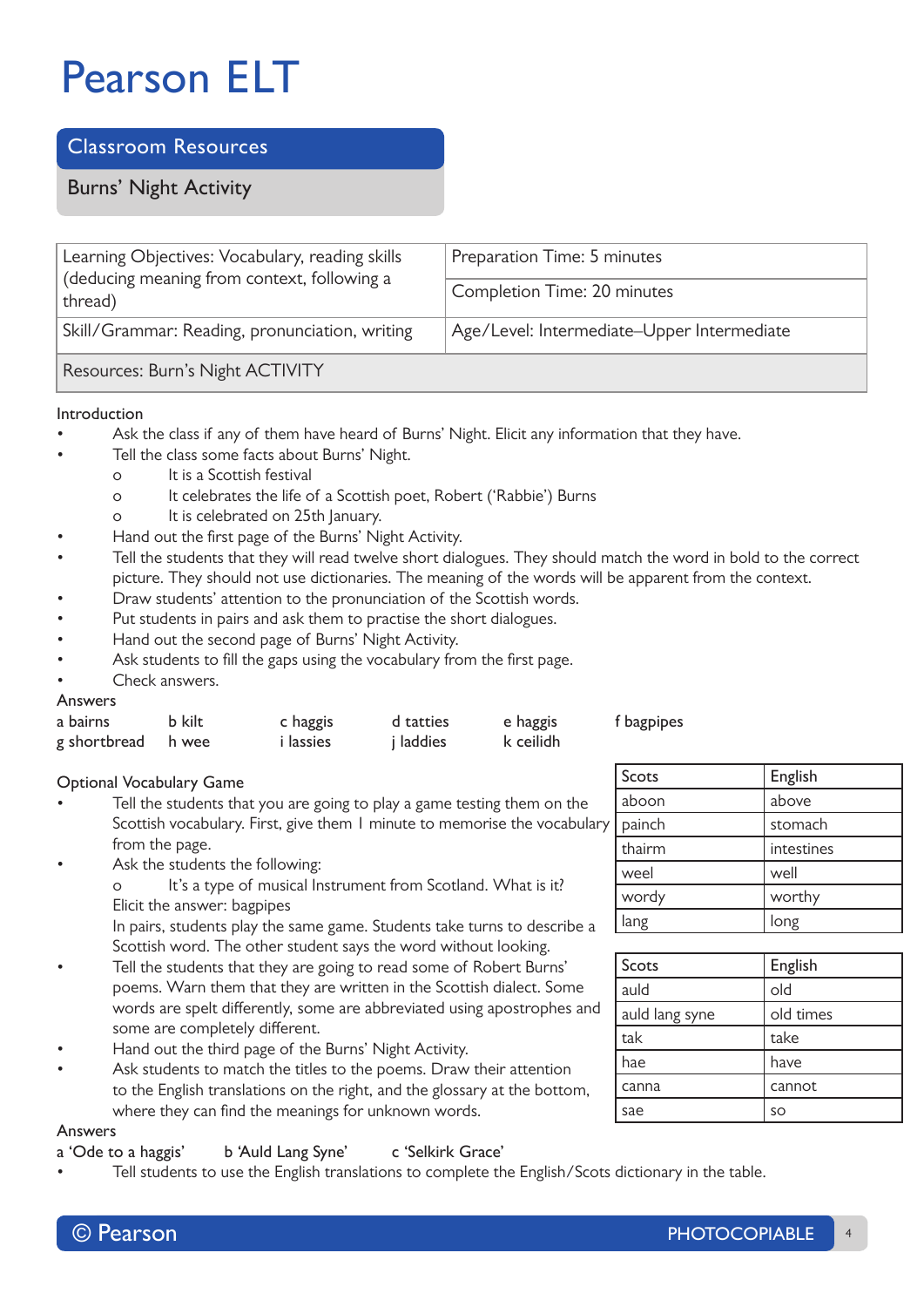# Pearson ELT

## Classroom Resources

### Burns' Night Activity

| | |
|---|---|
| Learning Objectives: Vocabulary, reading skills (deducing meaning from context, following a thread) | Preparation Time: 5 minutes |
| | Completion Time: 20 minutes |
| Skill/Grammar: Reading, pronunciation, writing | Age/Level: Intermediate–Upper Intermediate |
| Resources: Burn's Night ACTIVITY | |

Introduction

- Ask the class if any of them have heard of Burns' Night. Elicit any information that they have.
- Tell the class some facts about Burns' Night.
    - It is a Scottish festival
    - It celebrates the life of a Scottish poet, Robert ('Rabbie') Burns
    - It is celebrated on 25th January.
- Hand out the first page of the Burns' Night Activity.
- Tell the students that they will read twelve short dialogues. They should match the word in bold to the correct picture. They should not use dictionaries. The meaning of the words will be apparent from the context.
- Draw students' attention to the pronunciation of the Scottish words.
- Put students in pairs and ask them to practise the short dialogues.
- Hand out the second page of Burns' Night Activity.
- Ask students to fill the gaps using the vocabulary from the first page.
- Check answers.

Answers

| | | | | | |
|---|---|---|---|---|---|
| a bairns | b kilt | c haggis | d tatties | e haggis | f bagpipes |
| g shortbread | h wee | i lassies | j laddies | k ceilidh | |

Optional Vocabulary Game

- Tell the students that you are going to play a game testing them on the Scottish vocabulary. First, give them 1 minute to memorise the vocabulary from the page.
- Ask the students the following:
    - It's a type of musical Instrument from Scotland. What is it?

  Elicit the answer: bagpipes

  In pairs, students play the same game. Students take turns to describe a Scottish word. The other student says the word without looking.
- Tell the students that they are going to read some of Robert Burns' poems. Warn them that they are written in the Scottish dialect. Some words are spelt differently, some are abbreviated using apostrophes and some are completely different.
- Hand out the third page of the Burns' Night Activity.
- Ask students to match the titles to the poems. Draw their attention to the English translations on the right, and the glossary at the bottom, where they can find the meanings for unknown words.

| Scots | English |
|---|---|
| aboon | above |
| painch | stomach |
| thairm | intestines |
| weel | well |
| wordy | worthy |
| lang | long |

| Scots | English |
|---|---|
| auld | old |
| auld lang syne | old times |
| tak | take |
| hae | have |
| canna | cannot |
| sae | so |

Answers

a 'Ode to a haggis' b 'Auld Lang Syne' c 'Selkirk Grace'

- Tell students to use the English translations to complete the English/Scots dictionary in the table.

© Pearson PHOTOCOPIABLE